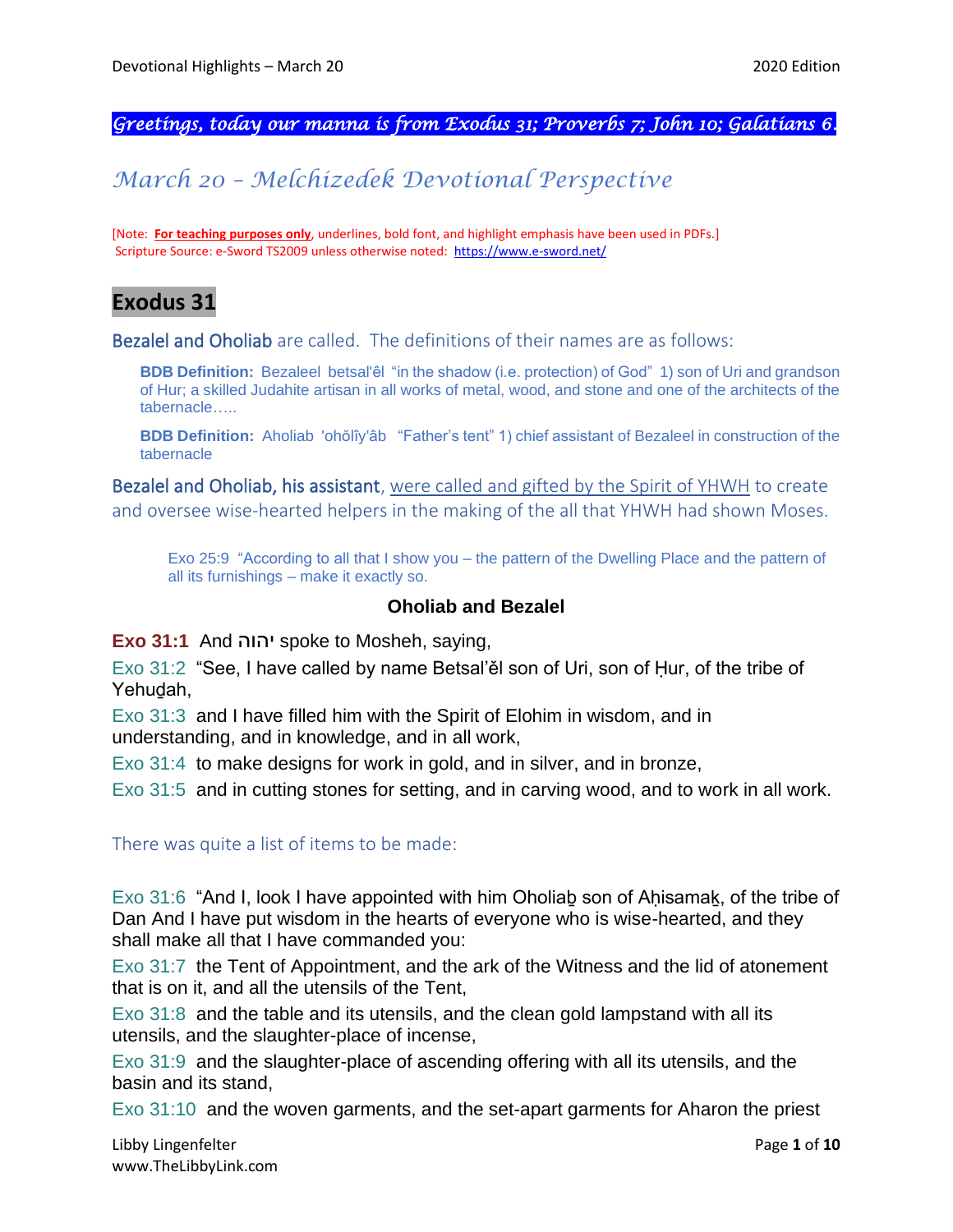*Greetings, today our manna is from Exodus 31; Proverbs 7; John 10; Galatians 6.*

# *March 20 – Melchizedek Devotional Perspective*

[Note: **For teaching purposes only**, underlines, bold font, and highlight emphasis have been used in PDFs.]
Scripture Source: e-Sword TS2009 unless otherwise noted: https://www.e-sword.net/

## Exodus 31

Bezalel and Oholiab are called. The definitions of their names are as follows:

> **BDB Definition:** Bezaleel betsal'êl "in the shadow (i.e. protection) of God" 1) son of Uri and grandson of Hur; a skilled Judahite artisan in all works of metal, wood, and stone and one of the architects of the tabernacle…..
>
> **BDB Definition:** Aholiab 'ohŏlîy'âb "Father's tent" 1) chief assistant of Bezaleel in construction of the tabernacle

Bezalel and Oholiab, his assistant, were called and gifted by the Spirit of YHWH to create and oversee wise-hearted helpers in the making of the all that YHWH had shown Moses.

> Exo 25:9 "According to all that I show you – the pattern of the Dwelling Place and the pattern of all its furnishings – make it exactly so.

### Oholiab and Bezalel

**Exo 31:1** And יהוה spoke to Mosheh, saying,

Exo 31:2 "See, I have called by name Betsal'ěl son of Uri, son of Ḥur, of the tribe of Yehuḏah,

Exo 31:3 and I have filled him with the Spirit of Elohim in wisdom, and in understanding, and in knowledge, and in all work,

Exo 31:4 to make designs for work in gold, and in silver, and in bronze,

Exo 31:5 and in cutting stones for setting, and in carving wood, and to work in all work.

There was quite a list of items to be made:

Exo 31:6 "And I, look I have appointed with him Oholiaḇ son of Aḥisamaḵ, of the tribe of Dan And I have put wisdom in the hearts of everyone who is wise-hearted, and they shall make all that I have commanded you:

Exo 31:7 the Tent of Appointment, and the ark of the Witness and the lid of atonement that is on it, and all the utensils of the Tent,

Exo 31:8 and the table and its utensils, and the clean gold lampstand with all its utensils, and the slaughter-place of incense,

Exo 31:9 and the slaughter-place of ascending offering with all its utensils, and the basin and its stand,

Exo 31:10 and the woven garments, and the set-apart garments for Aharon the priest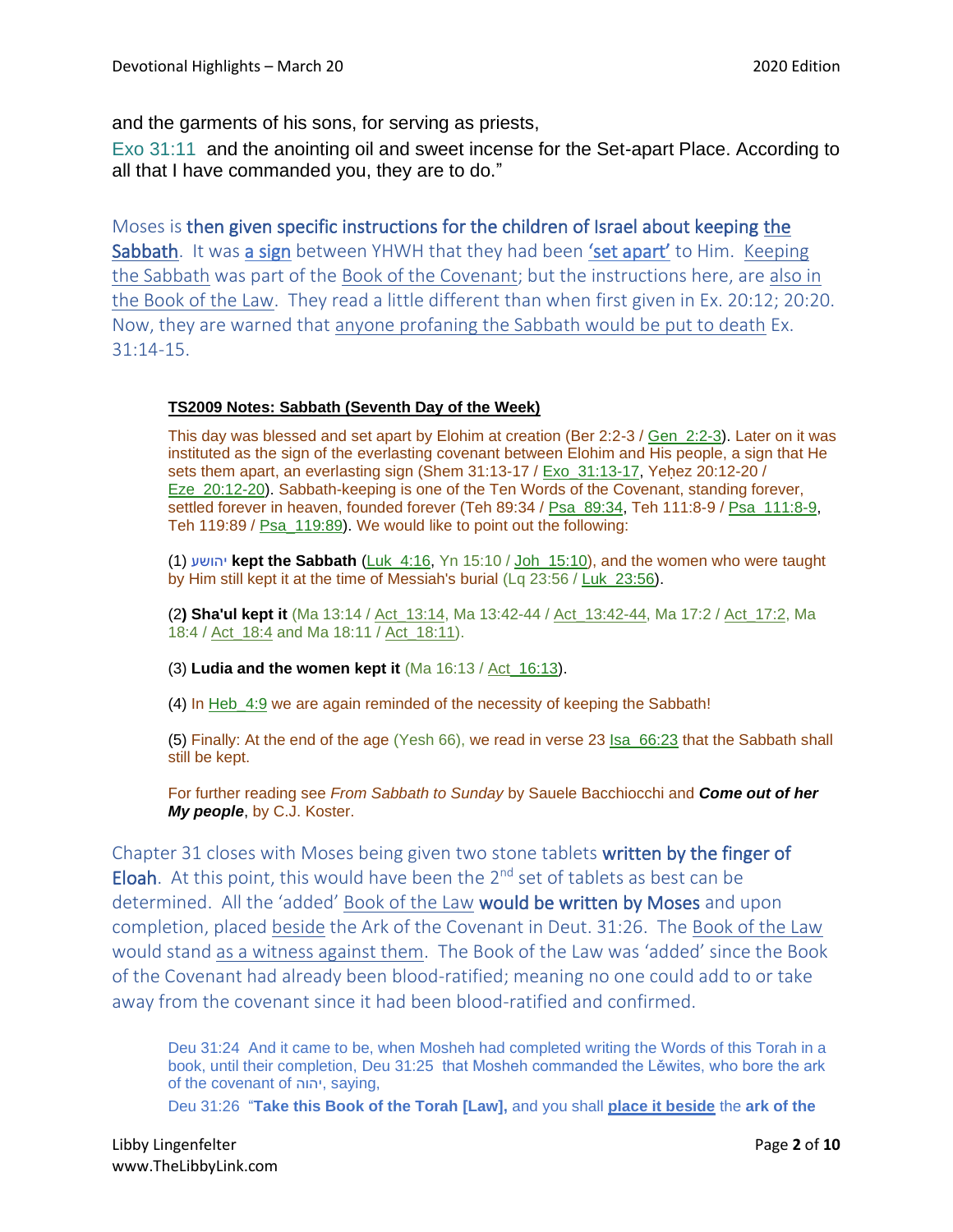and the garments of his sons, for serving as priests,

Exo 31:11 and the anointing oil and sweet incense for the Set-apart Place. According to all that I have commanded you, they are to do."

Moses is **then given specific instructions for the children of Israel about keeping the Sabbath**. It was **a sign** between YHWH that they had been **'set apart'** to Him. Keeping the Sabbath was part of the Book of the Covenant; but the instructions here, are also in the Book of the Law. They read a little different than when first given in Ex. 20:12; 20:20. Now, they are warned that anyone profaning the Sabbath would be put to death Ex. 31:14-15.

> **TS2009 Notes: Sabbath (Seventh Day of the Week)**
>
> This day was blessed and set apart by Elohim at creation (Ber 2:2-3 / Gen_2:2-3). Later on it was instituted as the sign of the everlasting covenant between Elohim and His people, a sign that He sets them apart, an everlasting sign (Shem 31:13-17 / Exo_31:13-17, Yeḥez 20:12-20 / Eze_20:12-20). Sabbath-keeping is one of the Ten Words of the Covenant, standing forever, settled forever in heaven, founded forever (Teh 89:34 / Psa_89:34, Teh 111:8-9 / Psa_111:8-9, Teh 119:89 / Psa_119:89). We would like to point out the following:
>
> (1) יהושע **kept the Sabbath** (Luk_4:16, Yn 15:10 / Joh_15:10), and the women who were taught by Him still kept it at the time of Messiah's burial (Lq 23:56 / Luk_23:56).
>
> (2**) Sha'ul kept it** (Ma 13:14 / Act_13:14, Ma 13:42-44 / Act_13:42-44, Ma 17:2 / Act_17:2, Ma 18:4 / Act_18:4 and Ma 18:11 / Act_18:11).
>
> (3) **Ludia and the women kept it** (Ma 16:13 / Act_16:13).
>
> (4) In Heb_4:9 we are again reminded of the necessity of keeping the Sabbath!
>
> (5) Finally: At the end of the age (Yesh 66), we read in verse 23 Isa_66:23 that the Sabbath shall still be kept.
>
> For further reading see *From Sabbath to Sunday* by Sauele Bacchiocchi and ***Come out of her My people***, by C.J. Koster.

Chapter 31 closes with Moses being given two stone tablets **written by the finger of Eloah**. At this point, this would have been the 2nd set of tablets as best can be determined. All the 'added' Book of the Law **would be written by Moses** and upon completion, placed beside the Ark of the Covenant in Deut. 31:26. The Book of the Law would stand as a witness against them. The Book of the Law was 'added' since the Book of the Covenant had already been blood-ratified; meaning no one could add to or take away from the covenant since it had been blood-ratified and confirmed.

> Deu 31:24 And it came to be, when Mosheh had completed writing the Words of this Torah in a book, until their completion, Deu 31:25 that Mosheh commanded the Lěwites, who bore the ark of the covenant of יהוה, saying,
>
> Deu 31:26 "**Take this Book of the Torah [Law],** and you shall **place it beside** the **ark of the**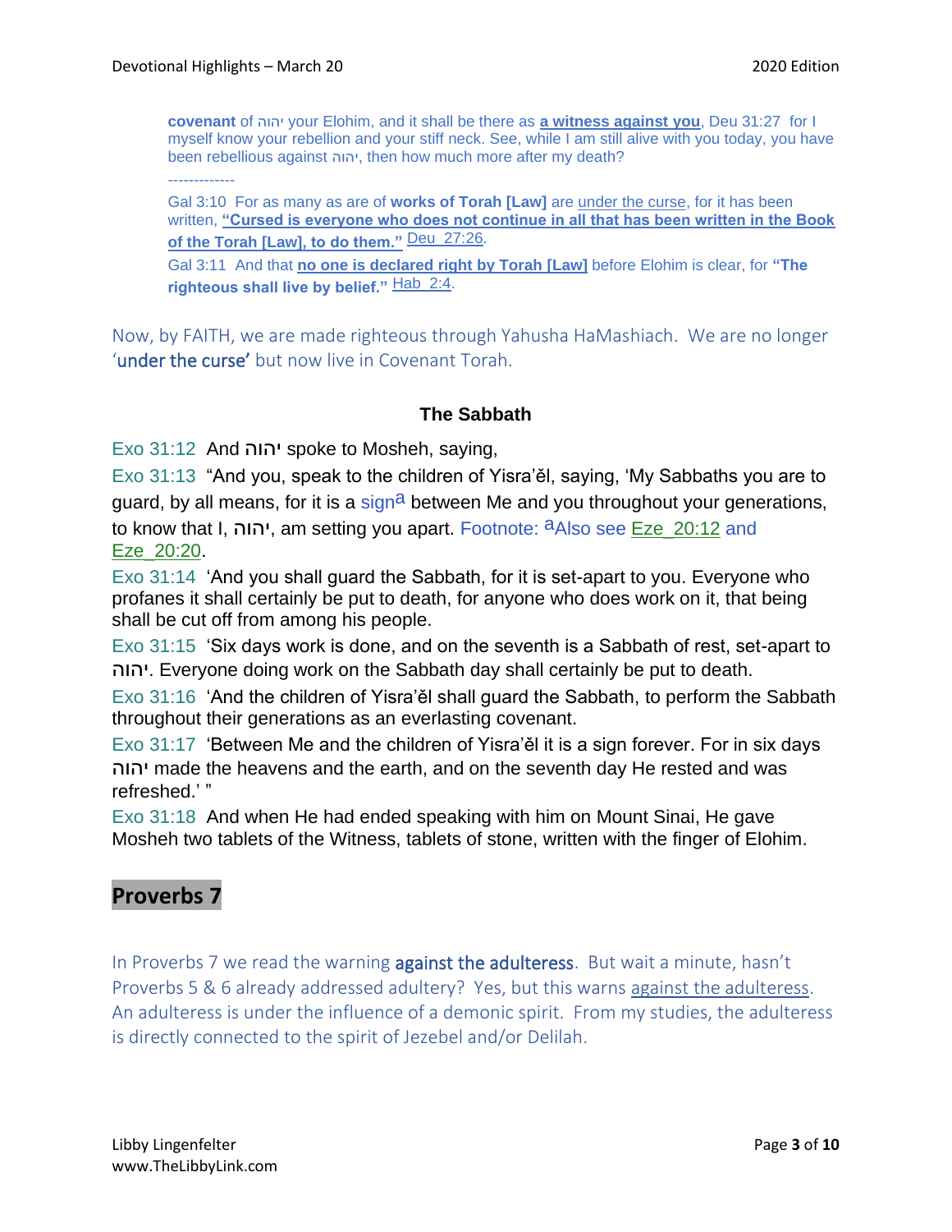**covenant** of יהוה your Elohim, and it shall be there as **a witness against you**, Deu 31:27 for I myself know your rebellion and your stiff neck. See, while I am still alive with you today, you have been rebellious against יהוה, then how much more after my death?

-------------

Gal 3:10 For as many as are of **works of Torah [Law]** are under the curse, for it has been written, **"Cursed is everyone who does not continue in all that has been written in the Book of the Torah [Law], to do them."** Deu_27:26.

Gal 3:11 And that **no one is declared right by Torah [Law]** before Elohim is clear, for **"The righteous shall live by belief."** Hab_2:4.

Now, by FAITH, we are made righteous through Yahusha HaMashiach. We are no longer 'under the curse' but now live in Covenant Torah.

### The Sabbath

Exo 31:12 And יהוה spoke to Mosheh, saying,

Exo 31:13 "And you, speak to the children of Yisra'ěl, saying, 'My Sabbaths you are to guard, by all means, for it is a sign[a] between Me and you throughout your generations, to know that I, יהוה, am setting you apart. Footnote: [a]Also see Eze_20:12 and Eze_20:20.

Exo 31:14 'And you shall guard the Sabbath, for it is set-apart to you. Everyone who profanes it shall certainly be put to death, for anyone who does work on it, that being shall be cut off from among his people.

Exo 31:15 'Six days work is done, and on the seventh is a Sabbath of rest, set-apart to יהוה. Everyone doing work on the Sabbath day shall certainly be put to death.

Exo 31:16 'And the children of Yisra'ěl shall guard the Sabbath, to perform the Sabbath throughout their generations as an everlasting covenant.

Exo 31:17 'Between Me and the children of Yisra'ěl it is a sign forever. For in six days יהוה made the heavens and the earth, and on the seventh day He rested and was refreshed.' "

Exo 31:18 And when He had ended speaking with him on Mount Sinai, He gave Mosheh two tablets of the Witness, tablets of stone, written with the finger of Elohim.

## Proverbs 7

In Proverbs 7 we read the warning against the adulteress. But wait a minute, hasn't Proverbs 5 & 6 already addressed adultery? Yes, but this warns against the adulteress. An adulteress is under the influence of a demonic spirit. From my studies, the adulteress is directly connected to the spirit of Jezebel and/or Delilah.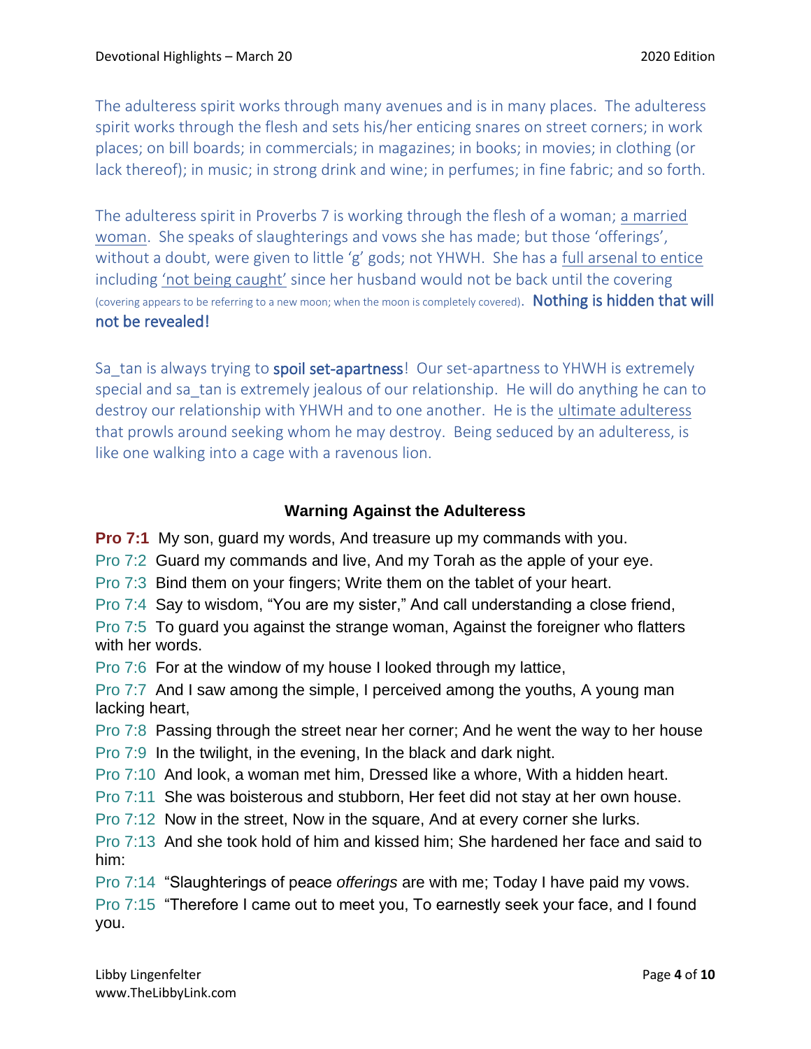The adulteress spirit works through many avenues and is in many places. The adulteress spirit works through the flesh and sets his/her enticing snares on street corners; in work places; on bill boards; in commercials; in magazines; in books; in movies; in clothing (or lack thereof); in music; in strong drink and wine; in perfumes; in fine fabric; and so forth.

The adulteress spirit in Proverbs 7 is working through the flesh of a woman; a married woman. She speaks of slaughterings and vows she has made; but those 'offerings', without a doubt, were given to little 'g' gods; not YHWH. She has a full arsenal to entice including 'not being caught' since her husband would not be back until the covering (covering appears to be referring to a new moon; when the moon is completely covered). **Nothing is hidden that will not be revealed!**

Sa_tan is always trying to **spoil set-apartness**! Our set-apartness to YHWH is extremely special and sa_tan is extremely jealous of our relationship. He will do anything he can to destroy our relationship with YHWH and to one another. He is the ultimate adulteress that prowls around seeking whom he may destroy. Being seduced by an adulteress, is like one walking into a cage with a ravenous lion.

### Warning Against the Adulteress

**Pro 7:1** My son, guard my words, And treasure up my commands with you.

Pro 7:2 Guard my commands and live, And my Torah as the apple of your eye.

Pro 7:3 Bind them on your fingers; Write them on the tablet of your heart.

Pro 7:4 Say to wisdom, "You are my sister," And call understanding a close friend,

Pro 7:5 To guard you against the strange woman, Against the foreigner who flatters with her words.

Pro 7:6 For at the window of my house I looked through my lattice,

Pro 7:7 And I saw among the simple, I perceived among the youths, A young man lacking heart,

Pro 7:8 Passing through the street near her corner; And he went the way to her house

Pro 7:9 In the twilight, in the evening, In the black and dark night.

Pro 7:10 And look, a woman met him, Dressed like a whore, With a hidden heart.

Pro 7:11 She was boisterous and stubborn, Her feet did not stay at her own house.

Pro 7:12 Now in the street, Now in the square, And at every corner she lurks.

Pro 7:13 And she took hold of him and kissed him; She hardened her face and said to him:

Pro 7:14 "Slaughterings of peace *offerings* are with me; Today I have paid my vows.

Pro 7:15 "Therefore I came out to meet you, To earnestly seek your face, and I found you.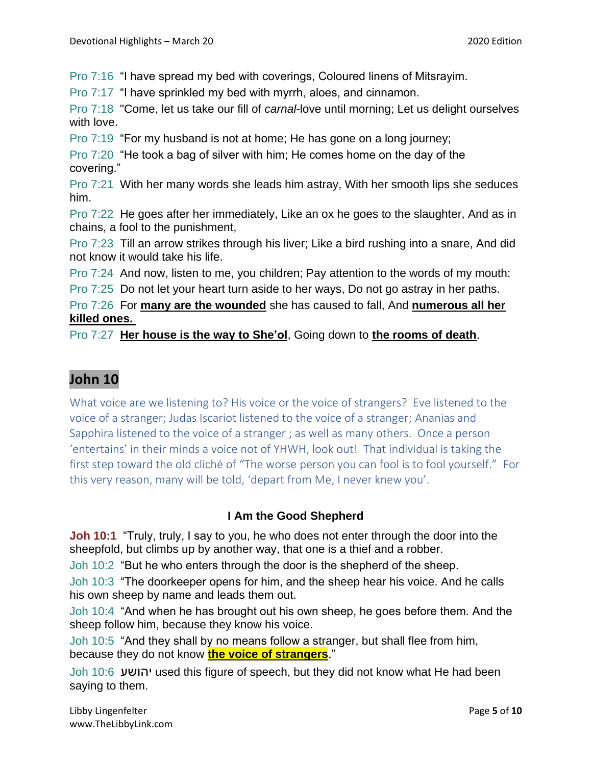Pro 7:16 "I have spread my bed with coverings, Coloured linens of Mitsrayim.

Pro 7:17 "I have sprinkled my bed with myrrh, aloes, and cinnamon.

Pro 7:18 "Come, let us take our fill of *carnal*-love until morning; Let us delight ourselves with love.

Pro 7:19 "For my husband is not at home; He has gone on a long journey;

Pro 7:20 "He took a bag of silver with him; He comes home on the day of the covering."

Pro 7:21 With her many words she leads him astray, With her smooth lips she seduces him.

Pro 7:22 He goes after her immediately, Like an ox he goes to the slaughter, And as in chains, a fool to the punishment,

Pro 7:23 Till an arrow strikes through his liver; Like a bird rushing into a snare, And did not know it would take his life.

Pro 7:24 And now, listen to me, you children; Pay attention to the words of my mouth:

Pro 7:25 Do not let your heart turn aside to her ways, Do not go astray in her paths.

Pro 7:26 For **many are the wounded** she has caused to fall, And **numerous all her killed ones.**

Pro 7:27 **Her house is the way to She'ol**, Going down to **the rooms of death**.

## John 10

What voice are we listening to? His voice or the voice of strangers? Eve listened to the voice of a stranger; Judas Iscariot listened to the voice of a stranger; Ananias and Sapphira listened to the voice of a stranger ; as well as many others. Once a person 'entertains' in their minds a voice not of YHWH, look out! That individual is taking the first step toward the old cliché of "The worse person you can fool is to fool yourself." For this very reason, many will be told, 'depart from Me, I never knew you'.

### I Am the Good Shepherd

**Joh 10:1** "Truly, truly, I say to you, he who does not enter through the door into the sheepfold, but climbs up by another way, that one is a thief and a robber.

Joh 10:2 "But he who enters through the door is the shepherd of the sheep.

Joh 10:3 "The doorkeeper opens for him, and the sheep hear his voice. And he calls his own sheep by name and leads them out.

Joh 10:4 "And when he has brought out his own sheep, he goes before them. And the sheep follow him, because they know his voice.

Joh 10:5 "And they shall by no means follow a stranger, but shall flee from him, because they do not know **the voice of strangers**."

Joh 10:6 יהושע used this figure of speech, but they did not know what He had been saying to them.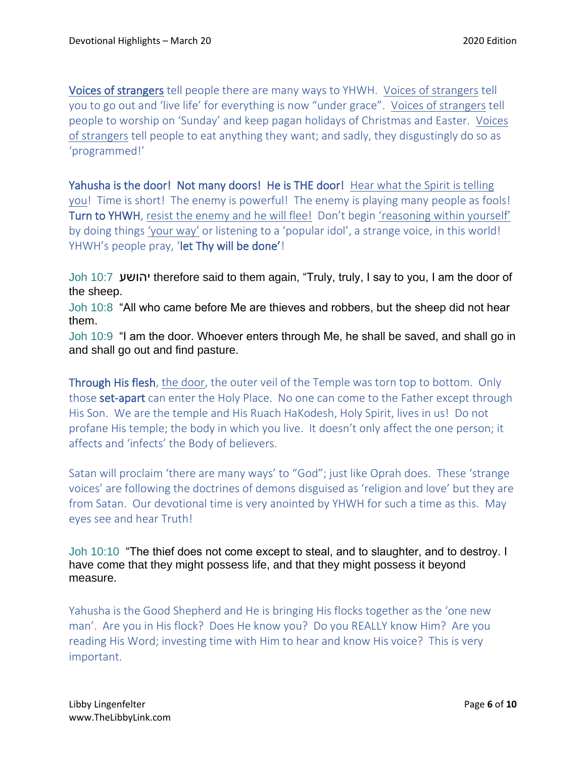Voices of strangers tell people there are many ways to YHWH. Voices of strangers tell you to go out and 'live life' for everything is now "under grace". Voices of strangers tell people to worship on 'Sunday' and keep pagan holidays of Christmas and Easter. Voices of strangers tell people to eat anything they want; and sadly, they disgustingly do so as 'programmed!'

**Yahusha is the door! Not many doors! He is THE door!** Hear what the Spirit is telling you! Time is short! The enemy is powerful! The enemy is playing many people as fools! **Turn to YHWH**, resist the enemy and he will flee! Don't begin 'reasoning within yourself' by doing things 'your way' or listening to a 'popular idol', a strange voice, in this world! YHWH's people pray, '**let Thy will be done'**!

Joh 10:7 יהושע therefore said to them again, "Truly, truly, I say to you, I am the door of the sheep.
Joh 10:8 "All who came before Me are thieves and robbers, but the sheep did not hear them.
Joh 10:9 "I am the door. Whoever enters through Me, he shall be saved, and shall go in and shall go out and find pasture.

**Through His flesh**, the door, the outer veil of the Temple was torn top to bottom. Only those **set-apart** can enter the Holy Place. No one can come to the Father except through His Son. We are the temple and His Ruach HaKodesh, Holy Spirit, lives in us! Do not profane His temple; the body in which you live. It doesn't only affect the one person; it affects and 'infects' the Body of believers.

Satan will proclaim 'there are many ways' to "God"; just like Oprah does. These 'strange voices' are following the doctrines of demons disguised as 'religion and love' but they are from Satan. Our devotional time is very anointed by YHWH for such a time as this. May eyes see and hear Truth!

Joh 10:10 "The thief does not come except to steal, and to slaughter, and to destroy. I have come that they might possess life, and that they might possess it beyond measure.

Yahusha is the Good Shepherd and He is bringing His flocks together as the 'one new man'. Are you in His flock? Does He know you? Do you REALLY know Him? Are you reading His Word; investing time with Him to hear and know His voice? This is very important.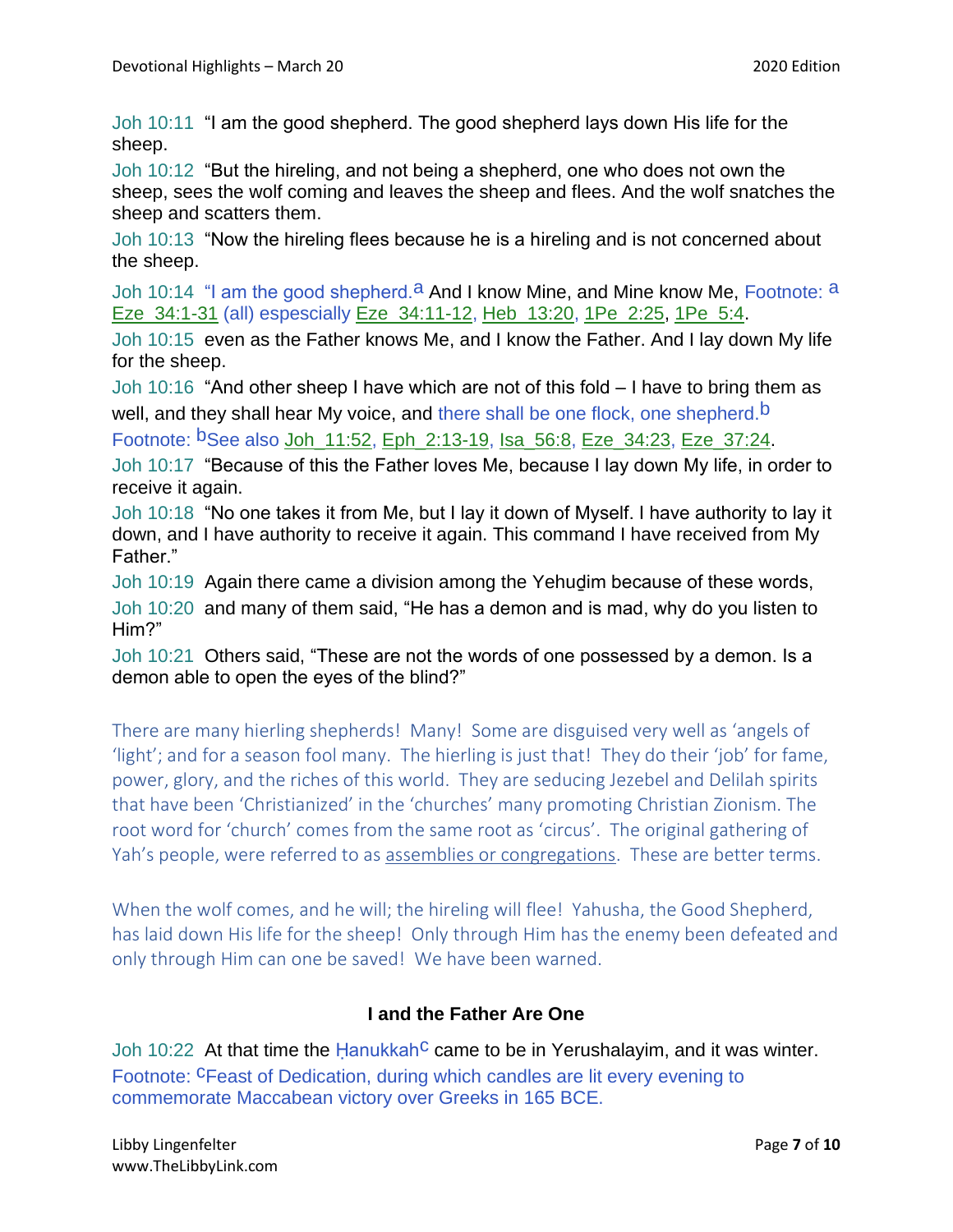Joh 10:11 "I am the good shepherd. The good shepherd lays down His life for the sheep.

Joh 10:12 "But the hireling, and not being a shepherd, one who does not own the sheep, sees the wolf coming and leaves the sheep and flees. And the wolf snatches the sheep and scatters them.

Joh 10:13 "Now the hireling flees because he is a hireling and is not concerned about the sheep.

Joh 10:14 "I am the good shepherd.[a] And I know Mine, and Mine know Me, Footnote: [a] Eze_34:1-31 (all) espescially Eze_34:11-12, Heb_13:20, 1Pe_2:25, 1Pe_5:4.

Joh 10:15 even as the Father knows Me, and I know the Father. And I lay down My life for the sheep.

Joh 10:16 "And other sheep I have which are not of this fold – I have to bring them as well, and they shall hear My voice, and there shall be one flock, one shepherd.[b] Footnote: [b]See also Joh_11:52, Eph_2:13-19, Isa_56:8, Eze_34:23, Eze_37:24.

Joh 10:17 "Because of this the Father loves Me, because I lay down My life, in order to receive it again.

Joh 10:18 "No one takes it from Me, but I lay it down of Myself. I have authority to lay it down, and I have authority to receive it again. This command I have received from My Father."

Joh 10:19 Again there came a division among the Yehuḏim because of these words,

Joh 10:20 and many of them said, "He has a demon and is mad, why do you listen to Him?"

Joh 10:21 Others said, "These are not the words of one possessed by a demon. Is a demon able to open the eyes of the blind?"

There are many hierling shepherds! Many! Some are disguised very well as 'angels of 'light'; and for a season fool many. The hierling is just that! They do their 'job' for fame, power, glory, and the riches of this world. They are seducing Jezebel and Delilah spirits that have been 'Christianized' in the 'churches' many promoting Christian Zionism. The root word for 'church' comes from the same root as 'circus'. The original gathering of Yah's people, were referred to as assemblies or congregations. These are better terms.

When the wolf comes, and he will; the hireling will flee! Yahusha, the Good Shepherd, has laid down His life for the sheep! Only through Him has the enemy been defeated and only through Him can one be saved! We have been warned.

### I and the Father Are One

Joh 10:22 At that time the Ḥanukkah[c] came to be in Yerushalayim, and it was winter. Footnote: [c]Feast of Dedication, during which candles are lit every evening to commemorate Maccabean victory over Greeks in 165 BCE.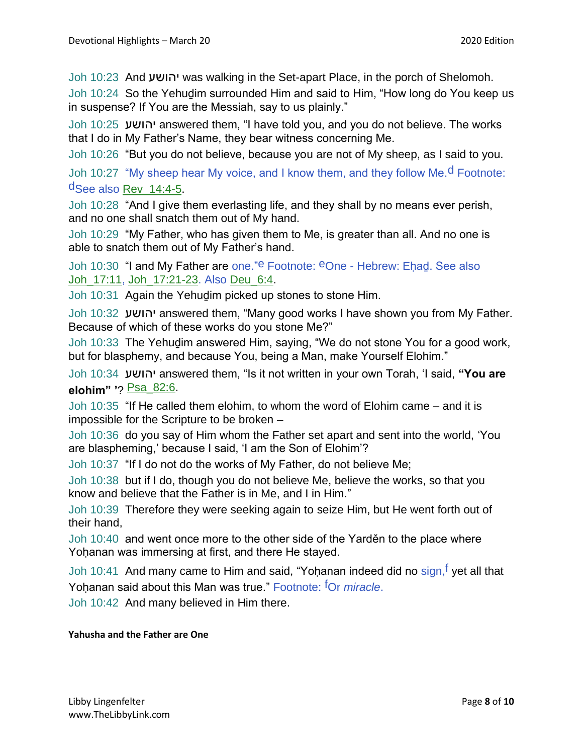Joh 10:23  And יהושע was walking in the Set-apart Place, in the porch of Shelomoh.

Joh 10:24  So the Yehuḏim surrounded Him and said to Him, "How long do You keep us in suspense? If You are the Messiah, say to us plainly."

Joh 10:25  יהושע answered them, "I have told you, and you do not believe. The works that I do in My Father's Name, they bear witness concerning Me.

Joh 10:26  "But you do not believe, because you are not of My sheep, as I said to you.

Joh 10:27  "My sheep hear My voice, and I know them, and they follow Me.[d] Footnote: [d]See also Rev_14:4-5.

Joh 10:28  "And I give them everlasting life, and they shall by no means ever perish, and no one shall snatch them out of My hand.

Joh 10:29  "My Father, who has given them to Me, is greater than all. And no one is able to snatch them out of My Father's hand.

Joh 10:30  "I and My Father are one."[e] Footnote: [e]One - Hebrew: Eḥaḏ. See also Joh_17:11, Joh_17:21-23. Also Deu_6:4.

Joh 10:31  Again the Yehuḏim picked up stones to stone Him.

Joh 10:32  יהושע answered them, "Many good works I have shown you from My Father. Because of which of these works do you stone Me?"

Joh 10:33  The Yehuḏim answered Him, saying, "We do not stone You for a good work, but for blasphemy, and because You, being a Man, make Yourself Elohim."

Joh 10:34  יהושע answered them, "Is it not written in your own Torah, 'I said, **"You are elohim"** '? Psa_82:6.

Joh 10:35  "If He called them elohim, to whom the word of Elohim came – and it is impossible for the Scripture to be broken –

Joh 10:36  do you say of Him whom the Father set apart and sent into the world, 'You are blaspheming,' because I said, 'I am the Son of Elohim'?

Joh 10:37  "If I do not do the works of My Father, do not believe Me;

Joh 10:38  but if I do, though you do not believe Me, believe the works, so that you know and believe that the Father is in Me, and I in Him."

Joh 10:39  Therefore they were seeking again to seize Him, but He went forth out of their hand,

Joh 10:40  and went once more to the other side of the Yarděn to the place where Yoḥanan was immersing at first, and there He stayed.

Joh 10:41  And many came to Him and said, "Yoḥanan indeed did no sign,[f] yet all that Yoḥanan said about this Man was true." Footnote: [f]Or *miracle*.

Joh 10:42  And many believed in Him there.

**Yahusha and the Father are One**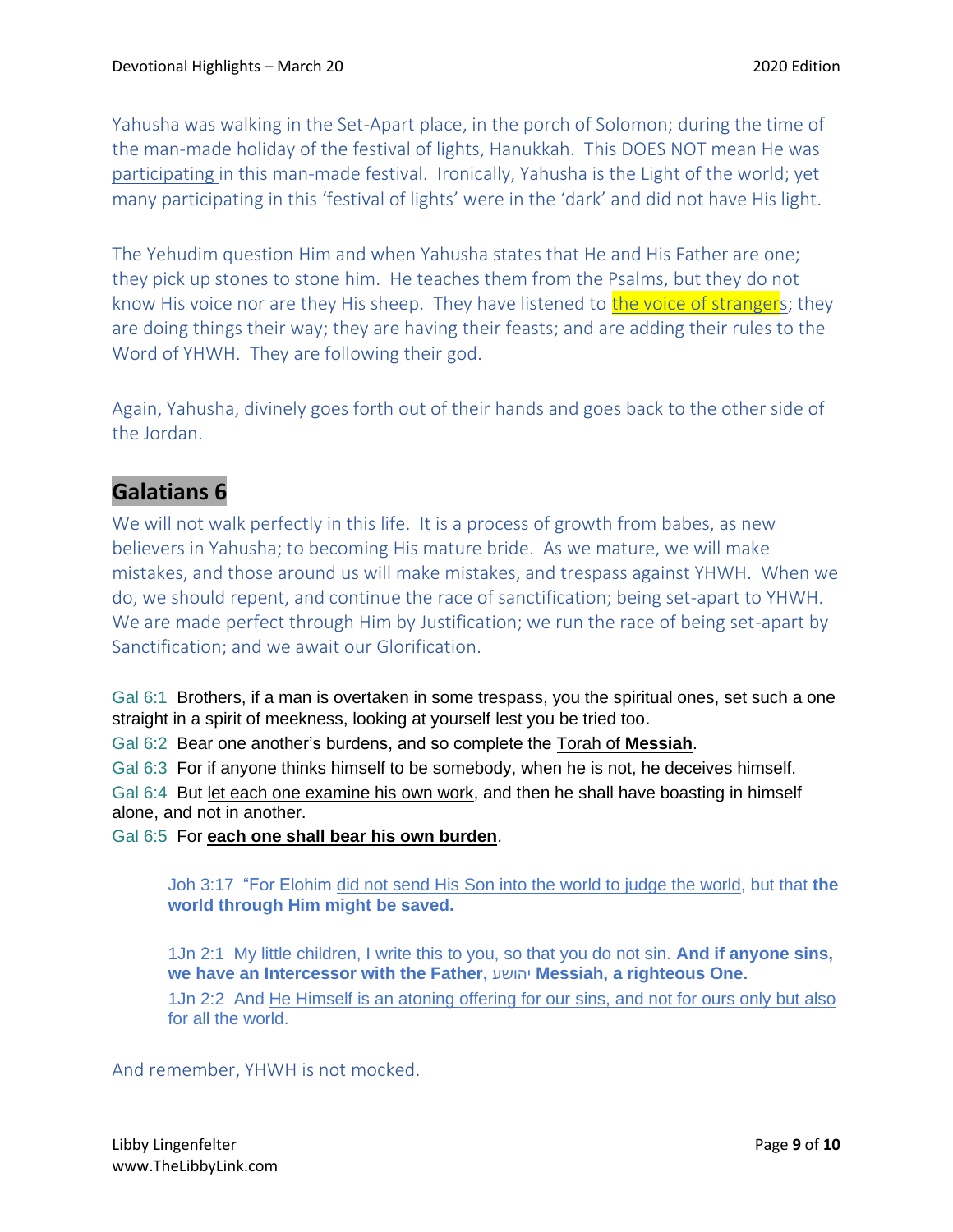Yahusha was walking in the Set-Apart place, in the porch of Solomon; during the time of the man-made holiday of the festival of lights, Hanukkah. This DOES NOT mean He was participating in this man-made festival. Ironically, Yahusha is the Light of the world; yet many participating in this 'festival of lights' were in the 'dark' and did not have His light.

The Yehudim question Him and when Yahusha states that He and His Father are one; they pick up stones to stone him. He teaches them from the Psalms, but they do not know His voice nor are they His sheep. They have listened to the voice of strangers; they are doing things their way; they are having their feasts; and are adding their rules to the Word of YHWH. They are following their god.

Again, Yahusha, divinely goes forth out of their hands and goes back to the other side of the Jordan.

## Galatians 6

We will not walk perfectly in this life. It is a process of growth from babes, as new believers in Yahusha; to becoming His mature bride. As we mature, we will make mistakes, and those around us will make mistakes, and trespass against YHWH. When we do, we should repent, and continue the race of sanctification; being set-apart to YHWH. We are made perfect through Him by Justification; we run the race of being set-apart by Sanctification; and we await our Glorification.

Gal 6:1 Brothers, if a man is overtaken in some trespass, you the spiritual ones, set such a one straight in a spirit of meekness, looking at yourself lest you be tried too.
Gal 6:2 Bear one another's burdens, and so complete the Torah of **Messiah**.
Gal 6:3 For if anyone thinks himself to be somebody, when he is not, he deceives himself.
Gal 6:4 But let each one examine his own work, and then he shall have boasting in himself alone, and not in another.
Gal 6:5 For **each one shall bear his own burden**.

> Joh 3:17 "For Elohim did not send His Son into the world to judge the world, but that **the world through Him might be saved.**
>
> 1Jn 2:1 My little children, I write this to you, so that you do not sin. **And if anyone sins, we have an Intercessor with the Father, יהושע Messiah, a righteous One.**
> 1Jn 2:2 And He Himself is an atoning offering for our sins, and not for ours only but also for all the world.

And remember, YHWH is not mocked.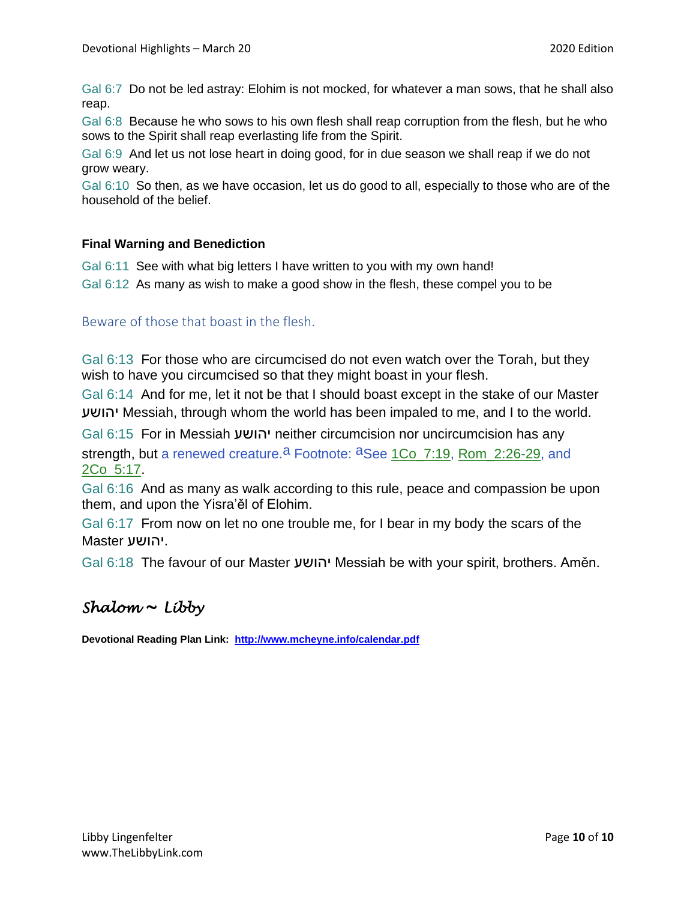Gal 6:7 Do not be led astray: Elohim is not mocked, for whatever a man sows, that he shall also reap.

Gal 6:8 Because he who sows to his own flesh shall reap corruption from the flesh, but he who sows to the Spirit shall reap everlasting life from the Spirit.

Gal 6:9 And let us not lose heart in doing good, for in due season we shall reap if we do not grow weary.

Gal 6:10 So then, as we have occasion, let us do good to all, especially to those who are of the household of the belief.

**Final Warning and Benediction**

Gal 6:11 See with what big letters I have written to you with my own hand!

Gal 6:12 As many as wish to make a good show in the flesh, these compel you to be

Beware of those that boast in the flesh.

Gal 6:13 For those who are circumcised do not even watch over the Torah, but they wish to have you circumcised so that they might boast in your flesh.

Gal 6:14 And for me, let it not be that I should boast except in the stake of our Master יהושע Messiah, through whom the world has been impaled to me, and I to the world.

Gal 6:15 For in Messiah יהושע neither circumcision nor uncircumcision has any strength, but a renewed creature.[a] Footnote: [a]See 1Co_7:19, Rom_2:26-29, and 2Co_5:17.

Gal 6:16 And as many as walk according to this rule, peace and compassion be upon them, and upon the Yisra'ěl of Elohim.

Gal 6:17 From now on let no one trouble me, for I bear in my body the scars of the Master יהושע.

Gal 6:18 The favour of our Master יהושע Messiah be with your spirit, brothers. Aměn.

*Shalom ~ Libby*

**Devotional Reading Plan Link: http://www.mcheyne.info/calendar.pdf**

Libby Lingenfelter
www.TheLibbyLink.com